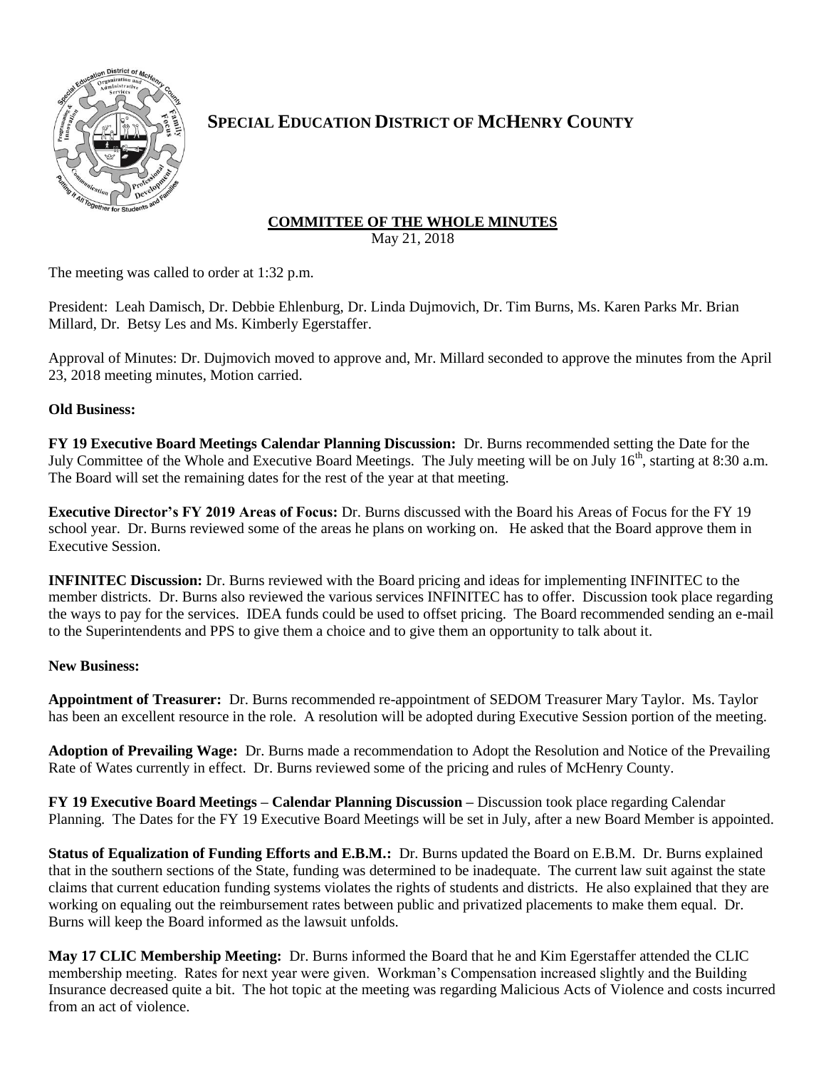# SPECIAL EDUCATION DISTRICT OF MCHENRY COUNTY

## COMMITTEE OF THE WHOLE MINUTES

May 21, 2018

The meeting was called to order at 1:32 p.m.

President: Leah Damisch, Dr. Debbie Ehlenburg, Dr. Linda Dujmovich, Dr. Tim Burns, Ms. Karen Parks Mr. Brian Millard, Dr. Betsy Les and Ms. Kimberly Egerstaffer.

Approval of Minutes: Dr. Dujmovich moved to approve and, Mr. Millard seconded to approve the minutes from the April 23, 2018 meeting minutes, Motion carried.

**Old Business:**

**FY 19 Executive Board Meetings Calendar Planning Discussion:** Dr. Burns recommended setting the Date for the July Committee of the Whole and Executive Board Meetings. The July meeting will be on July 16th, starting at 8:30 a.m. The Board will set the remaining dates for the rest of the year at that meeting.

**Executive Director's FY 2019 Areas of Focus:** Dr. Burns discussed with the Board his Areas of Focus for the FY 19 school year. Dr. Burns reviewed some of the areas he plans on working on. He asked that the Board approve them in Executive Session.

**INFINITEC Discussion:** Dr. Burns reviewed with the Board pricing and ideas for implementing INFINITEC to the member districts. Dr. Burns also reviewed the various services INFINITEC has to offer. Discussion took place regarding the ways to pay for the services. IDEA funds could be used to offset pricing. The Board recommended sending an e-mail to the Superintendents and PPS to give them a choice and to give them an opportunity to talk about it.

**New Business:**

**Appointment of Treasurer:** Dr. Burns recommended re-appointment of SEDOM Treasurer Mary Taylor. Ms. Taylor has been an excellent resource in the role. A resolution will be adopted during Executive Session portion of the meeting.

**Adoption of Prevailing Wage:** Dr. Burns made a recommendation to Adopt the Resolution and Notice of the Prevailing Rate of Wates currently in effect. Dr. Burns reviewed some of the pricing and rules of McHenry County.

**FY 19 Executive Board Meetings – Calendar Planning Discussion** – Discussion took place regarding Calendar Planning. The Dates for the FY 19 Executive Board Meetings will be set in July, after a new Board Member is appointed.

**Status of Equalization of Funding Efforts and E.B.M.:** Dr. Burns updated the Board on E.B.M. Dr. Burns explained that in the southern sections of the State, funding was determined to be inadequate. The current law suit against the state claims that current education funding systems violates the rights of students and districts. He also explained that they are working on equaling out the reimbursement rates between public and privatized placements to make them equal. Dr. Burns will keep the Board informed as the lawsuit unfolds.

**May 17 CLIC Membership Meeting:** Dr. Burns informed the Board that he and Kim Egerstaffer attended the CLIC membership meeting. Rates for next year were given. Workman's Compensation increased slightly and the Building Insurance decreased quite a bit. The hot topic at the meeting was regarding Malicious Acts of Violence and costs incurred from an act of violence.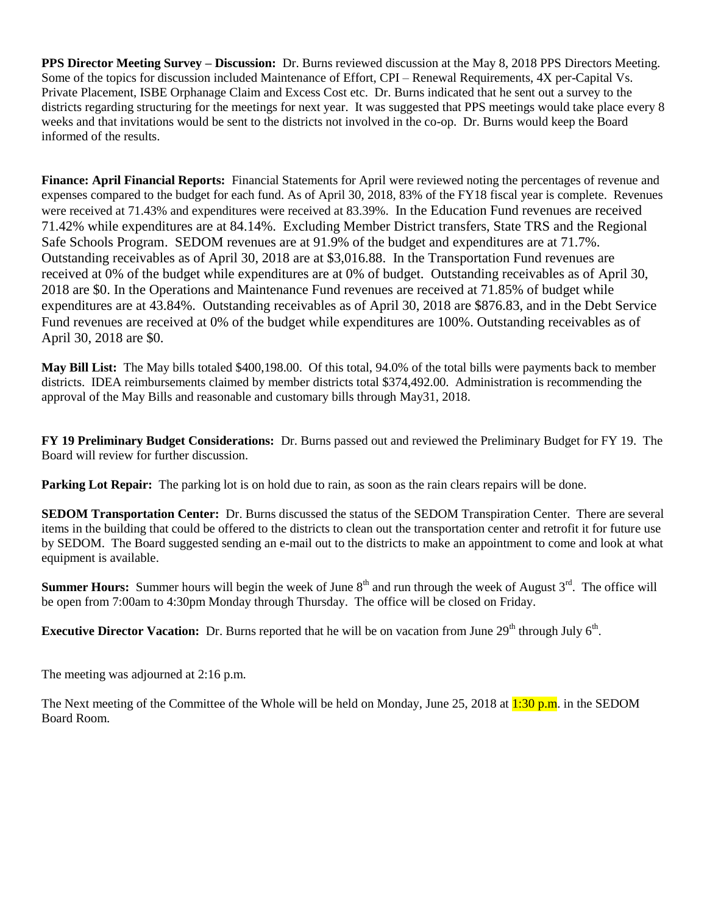**PPS Director Meeting Survey – Discussion:** Dr. Burns reviewed discussion at the May 8, 2018 PPS Directors Meeting. Some of the topics for discussion included Maintenance of Effort, CPI – Renewal Requirements, 4X per-Capital Vs. Private Placement, ISBE Orphanage Claim and Excess Cost etc. Dr. Burns indicated that he sent out a survey to the districts regarding structuring for the meetings for next year. It was suggested that PPS meetings would take place every 8 weeks and that invitations would be sent to the districts not involved in the co-op. Dr. Burns would keep the Board informed of the results.

**Finance: April Financial Reports:** Financial Statements for April were reviewed noting the percentages of revenue and expenses compared to the budget for each fund. As of April 30, 2018, 83% of the FY18 fiscal year is complete. Revenues were received at 71.43% and expenditures were received at 83.39%. In the Education Fund revenues are received 71.42% while expenditures are at 84.14%. Excluding Member District transfers, State TRS and the Regional Safe Schools Program. SEDOM revenues are at 91.9% of the budget and expenditures are at 71.7%. Outstanding receivables as of April 30, 2018 are at $3,016.88. In the Transportation Fund revenues are received at 0% of the budget while expenditures are at 0% of budget. Outstanding receivables as of April 30, 2018 are $0. In the Operations and Maintenance Fund revenues are received at 71.85% of budget while expenditures are at 43.84%. Outstanding receivables as of April 30, 2018 are $876.83, and in the Debt Service Fund revenues are received at 0% of the budget while expenditures are 100%. Outstanding receivables as of April 30, 2018 are $0.

**May Bill List:** The May bills totaled $400,198.00. Of this total, 94.0% of the total bills were payments back to member districts. IDEA reimbursements claimed by member districts total $374,492.00. Administration is recommending the approval of the May Bills and reasonable and customary bills through May31, 2018.

**FY 19 Preliminary Budget Considerations:** Dr. Burns passed out and reviewed the Preliminary Budget for FY 19. The Board will review for further discussion.

**Parking Lot Repair:** The parking lot is on hold due to rain, as soon as the rain clears repairs will be done.

**SEDOM Transportation Center:** Dr. Burns discussed the status of the SEDOM Transpiration Center. There are several items in the building that could be offered to the districts to clean out the transportation center and retrofit it for future use by SEDOM. The Board suggested sending an e-mail out to the districts to make an appointment to come and look at what equipment is available.

**Summer Hours:** Summer hours will begin the week of June 8th and run through the week of August 3rd. The office will be open from 7:00am to 4:30pm Monday through Thursday. The office will be closed on Friday.

**Executive Director Vacation:** Dr. Burns reported that he will be on vacation from June 29th through July 6th.

The meeting was adjourned at 2:16 p.m.

The Next meeting of the Committee of the Whole will be held on Monday, June 25, 2018 at 1:30 p.m. in the SEDOM Board Room.